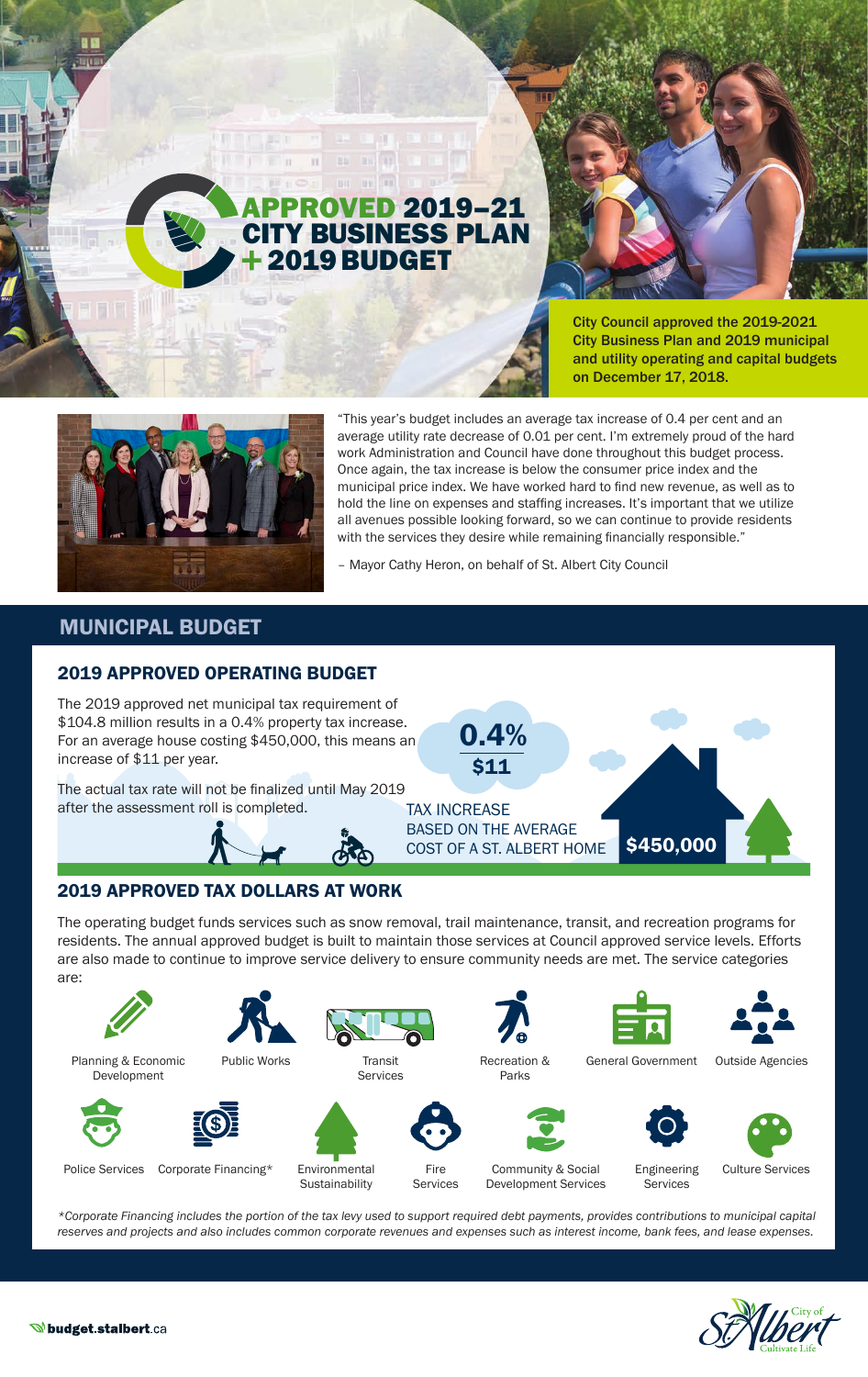# APPROVED 2019–21 CITY BUSINESS PLAN + 2019 BUDGET

**City Council approved the 2019-2021 City Business Plan and 2019 municipal and utility operating and capital budgets on December 17, 2018.**

"This year's budget includes an average tax increase of 0.4 per cent and an average utility rate decrease of 0.01 per cent. I'm extremely proud of the hard work Administration and Council have done throughout this budget process. Once again, the tax increase is below the consumer price index and the municipal price index. We have worked hard to find new revenue, as well as to hold the line on expenses and staffing increases. It's important that we utilize all avenues possible looking forward, so we can continue to provide residents with the services they desire while remaining financially responsible."

– Mayor Cathy Heron, on behalf of St. Albert City Council

## MUNICIPAL BUDGET

### 2019 APPROVED OPERATING BUDGET

The 2019 approved net municipal tax requirement of $104.8 million results in a 0.4% property tax increase. For an average house costing $450,000, this means an increase of $11 per year.

The actual tax rate will not be finalized until May 2019 after the assessment roll is completed.

**0.4%**
**$11**

TAX INCREASE BASED ON THE AVERAGE COST OF A ST. ALBERT HOME **$450,000**

### 2019 APPROVED TAX DOLLARS AT WORK

The operating budget funds services such as snow removal, trail maintenance, transit, and recreation programs for residents. The annual approved budget is built to maintain those services at Council approved service levels. Efforts are also made to continue to improve service delivery to ensure community needs are met. The service categories are:

- Planning & Economic Development
- Public Works
- Transit Services
- Recreation & Parks
- General Government
- Outside Agencies
- Police Services
- Corporate Financing*
- Environmental Sustainability
- Fire Services
- Community & Social Development Services
- Engineering Services
- Culture Services

*\*Corporate Financing includes the portion of the tax levy used to support required debt payments, provides contributions to municipal capital reserves and projects and also includes common corporate revenues and expenses such as interest income, bank fees, and lease expenses.*

budget.stalbert.ca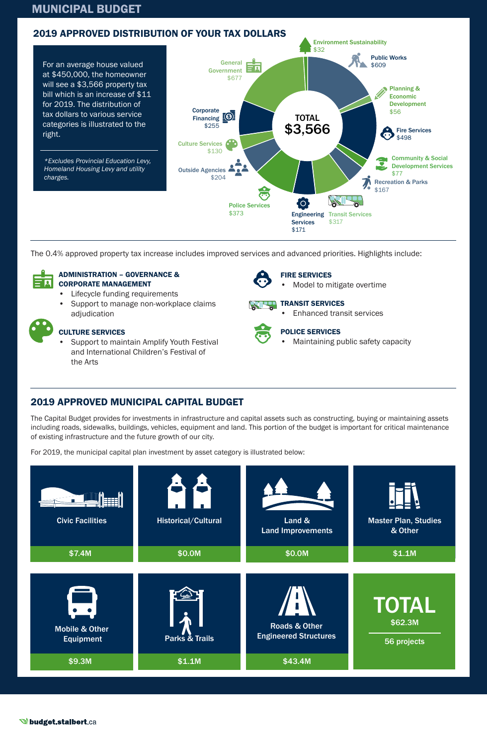# MUNICIPAL BUDGET

## 2019 APPROVED DISTRIBUTION OF YOUR TAX DOLLARS

For an average house valued at $450,000, the homeowner will see a $3,566 property tax bill which is an increase of $11 for 2019. The distribution of tax dollars to various service categories is illustrated to the right.

*\*Excludes Provincial Education Levy, Homeland Housing Levy and utility charges.*

**TOTAL $3,566**

| Category | Amount |
| --- | --- |
| Environment Sustainability | $32 |
| Public Works | $609 |
| Planning & Economic Development | $56 |
| Fire Services | $498 |
| Community & Social Development Services | $77 |
| Recreation & Parks | $167 |
| Transit Services | $317 |
| Engineering Services | $171 |
| Police Services | $373 |
| Outside Agencies | $204 |
| Culture Services | $130 |
| Corporate Financing | $255 |
| General Government | $677 |

The 0.4% approved property tax increase includes improved services and advanced priorities. Highlights include:

**ADMINISTRATION – GOVERNANCE & CORPORATE MANAGEMENT**
- Lifecycle funding requirements
- Support to manage non-workplace claims adjudication

**CULTURE SERVICES**
- Support to maintain Amplify Youth Festival and International Children's Festival of the Arts

**FIRE SERVICES**
- Model to mitigate overtime

**TRANSIT SERVICES**
- Enhanced transit services

**POLICE SERVICES**
- Maintaining public safety capacity

## 2019 APPROVED MUNICIPAL CAPITAL BUDGET

The Capital Budget provides for investments in infrastructure and capital assets such as constructing, buying or maintaining assets including roads, sidewalks, buildings, vehicles, equipment and land. This portion of the budget is important for critical maintenance of existing infrastructure and the future growth of our city.

For 2019, the municipal capital plan investment by asset category is illustrated below:

| Asset Category | Amount |
| --- | --- |
| Civic Facilities | $7.4M |
| Historical/Cultural | $0.0M |
| Land & Land Improvements | $0.0M |
| Master Plan, Studies & Other | $1.1M |
| Mobile & Other Equipment | $9.3M |
| Parks & Trails | $1.1M |
| Roads & Other Engineered Structures | $43.4M |
| **TOTAL** | **$62.3M** (56 projects) |

budget.stalbert.ca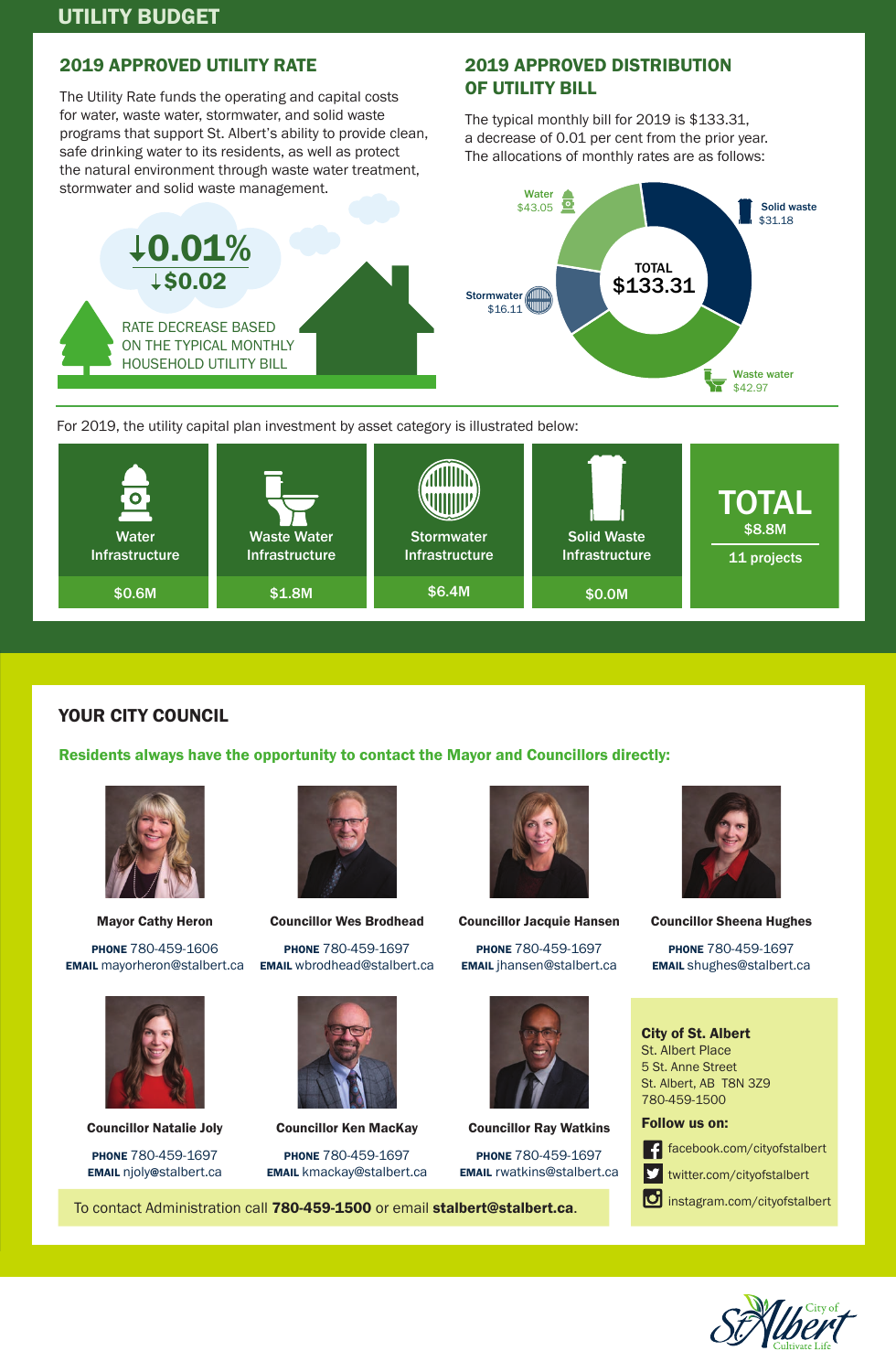# UTILITY BUDGET

## 2019 APPROVED UTILITY RATE

The Utility Rate funds the operating and capital costs for water, waste water, stormwater, and solid waste programs that support St. Albert's ability to provide clean, safe drinking water to its residents, as well as protect the natural environment through waste water treatment, stormwater and solid waste management.

↓0.01%

↓$0.02

RATE DECREASE BASED ON THE TYPICAL MONTHLY HOUSEHOLD UTILITY BILL

## 2019 APPROVED DISTRIBUTION OF UTILITY BILL

The typical monthly bill for 2019 is $133.31, a decrease of 0.01 per cent from the prior year. The allocations of monthly rates are as follows:

Water $43.05

Solid waste $31.18

Stormwater $16.11

Waste water $42.97

TOTAL $133.31

For 2019, the utility capital plan investment by asset category is illustrated below:

Water Infrastructure $0.6M

Waste Water Infrastructure $1.8M

Stormwater Infrastructure $6.4M

Solid Waste Infrastructure $0.0M

TOTAL $8.8M

11 projects

## YOUR CITY COUNCIL

**Residents always have the opportunity to contact the Mayor and Councillors directly:**

**Mayor Cathy Heron**
**PHONE** 780-459-1606
**EMAIL** mayorheron@stalbert.ca

**Councillor Wes Brodhead**
**PHONE** 780-459-1697
**EMAIL** wbrodhead@stalbert.ca

**Councillor Jacquie Hansen**
**PHONE** 780-459-1697
**EMAIL** jhansen@stalbert.ca

**Councillor Sheena Hughes**
**PHONE** 780-459-1697
**EMAIL** shughes@stalbert.ca

**Councillor Natalie Joly**
**PHONE** 780-459-1697
**EMAIL** njoly@stalbert.ca

**Councillor Ken MacKay**
**PHONE** 780-459-1697
**EMAIL** kmackay@stalbert.ca

**Councillor Ray Watkins**
**PHONE** 780-459-1697
**EMAIL** rwatkins@stalbert.ca

To contact Administration call **780-459-1500** or email **stalbert@stalbert.ca**.

**City of St. Albert**
St. Albert Place
5 St. Anne Street
St. Albert, AB T8N 3Z9
780-459-1500

**Follow us on:**
facebook.com/cityofstalbert
twitter.com/cityofstalbert
instagram.com/cityofstalbert

City of St. Albert — Cultivate Life